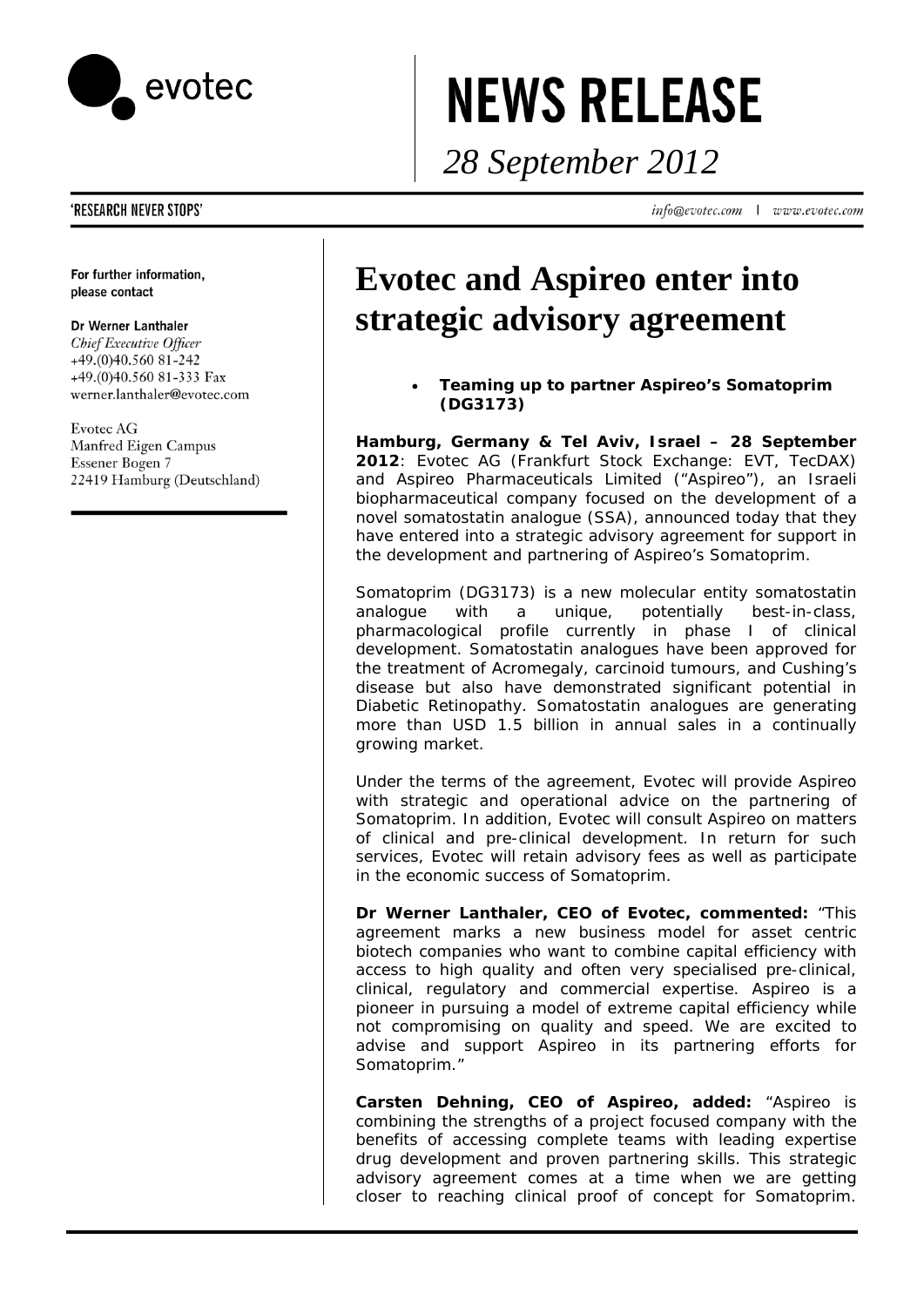evotec

# NEWS RELEASE

*28 September 2012*

'RESEARCH NEVER STOPS'

info@evotec.com | www.evotec.com

**For further information, please contact**

**Dr Werner Lanthaler**
*Chief Executive Officer*
+49.(0)40.560 81-242
+49.(0)40.560 81-333 Fax
werner.lanthaler@evotec.com

Evotec AG
Manfred Eigen Campus
Essener Bogen 7
22419 Hamburg (Deutschland)

# Evotec and Aspireo enter into strategic advisory agreement

- **Teaming up to partner Aspireo's Somatoprim (DG3173)**

**Hamburg, Germany & Tel Aviv, Israel – 28 September 2012**: Evotec AG (Frankfurt Stock Exchange: EVT, TecDAX) and Aspireo Pharmaceuticals Limited ("Aspireo"), an Israeli biopharmaceutical company focused on the development of a novel somatostatin analogue (SSA), announced today that they have entered into a strategic advisory agreement for support in the development and partnering of Aspireo's Somatoprim.

Somatoprim (DG3173) is a new molecular entity somatostatin analogue with a unique, potentially best-in-class, pharmacological profile currently in phase I of clinical development. Somatostatin analogues have been approved for the treatment of Acromegaly, carcinoid tumours, and Cushing's disease but also have demonstrated significant potential in Diabetic Retinopathy. Somatostatin analogues are generating more than USD 1.5 billion in annual sales in a continually growing market.

Under the terms of the agreement, Evotec will provide Aspireo with strategic and operational advice on the partnering of Somatoprim. In addition, Evotec will consult Aspireo on matters of clinical and pre-clinical development. In return for such services, Evotec will retain advisory fees as well as participate in the economic success of Somatoprim.

**Dr Werner Lanthaler, CEO of Evotec, commented:** "This agreement marks a new business model for asset centric biotech companies who want to combine capital efficiency with access to high quality and often very specialised pre-clinical, clinical, regulatory and commercial expertise. Aspireo is a pioneer in pursuing a model of extreme capital efficiency while not compromising on quality and speed. We are excited to advise and support Aspireo in its partnering efforts for Somatoprim."

**Carsten Dehning, CEO of Aspireo, added:** "Aspireo is combining the strengths of a project focused company with the benefits of accessing complete teams with leading expertise drug development and proven partnering skills. This strategic advisory agreement comes at a time when we are getting closer to reaching clinical proof of concept for Somatoprim.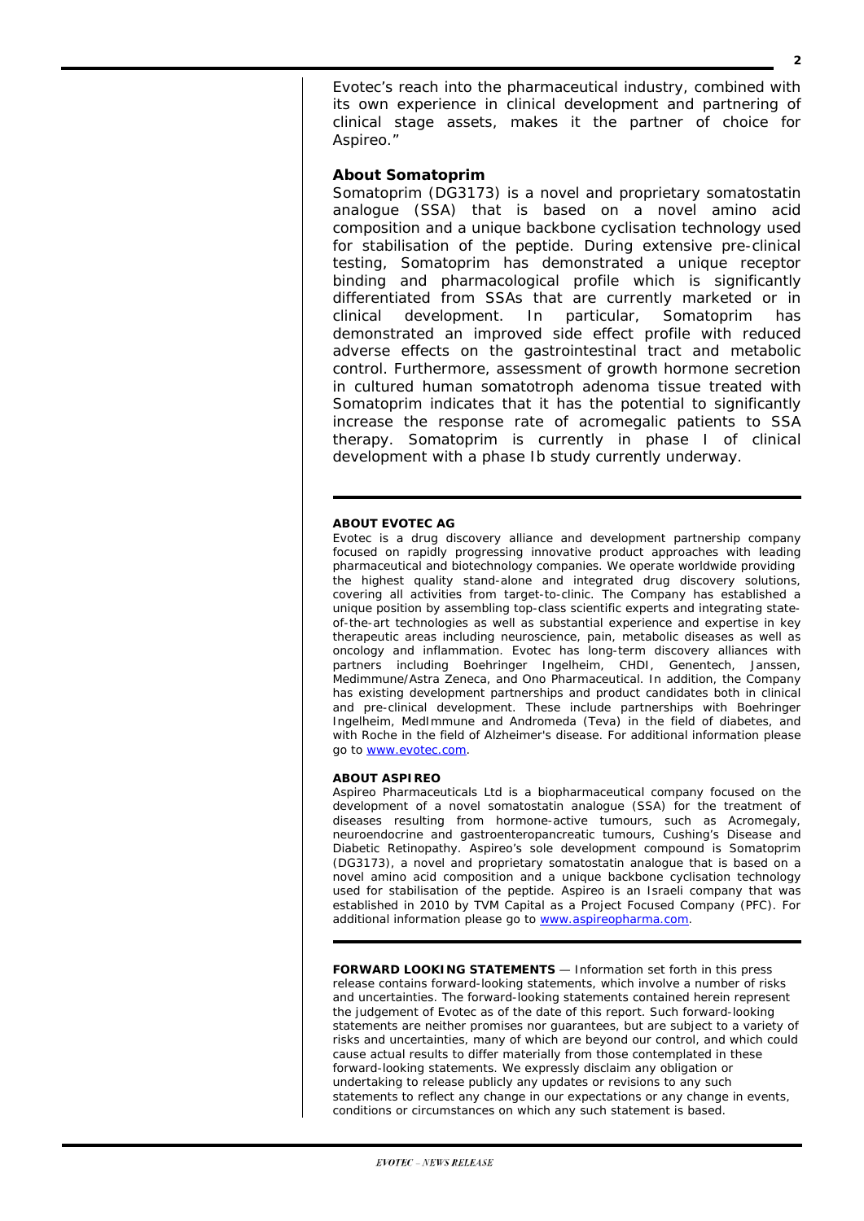Evotec's reach into the pharmaceutical industry, combined with its own experience in clinical development and partnering of clinical stage assets, makes it the partner of choice for Aspireo."

**About Somatoprim**

Somatoprim (DG3173) is a novel and proprietary somatostatin analogue (SSA) that is based on a novel amino acid composition and a unique backbone cyclisation technology used for stabilisation of the peptide. During extensive pre-clinical testing, Somatoprim has demonstrated a unique receptor binding and pharmacological profile which is significantly differentiated from SSAs that are currently marketed or in clinical development. In particular, Somatoprim has demonstrated an improved side effect profile with reduced adverse effects on the gastrointestinal tract and metabolic control. Furthermore, assessment of growth hormone secretion in cultured human somatotroph adenoma tissue treated with Somatoprim indicates that it has the potential to significantly increase the response rate of acromegalic patients to SSA therapy. Somatoprim is currently in phase I of clinical development with a phase Ib study currently underway.

**ABOUT EVOTEC AG**

Evotec is a drug discovery alliance and development partnership company focused on rapidly progressing innovative product approaches with leading pharmaceutical and biotechnology companies. We operate worldwide providing the highest quality stand-alone and integrated drug discovery solutions, covering all activities from target-to-clinic. The Company has established a unique position by assembling top-class scientific experts and integrating state-of-the-art technologies as well as substantial experience and expertise in key therapeutic areas including neuroscience, pain, metabolic diseases as well as oncology and inflammation. Evotec has long-term discovery alliances with partners including Boehringer Ingelheim, CHDI, Genentech, Janssen, Medimmune/Astra Zeneca, and Ono Pharmaceutical. In addition, the Company has existing development partnerships and product candidates both in clinical and pre-clinical development. These include partnerships with Boehringer Ingelheim, MedImmune and Andromeda (Teva) in the field of diabetes, and with Roche in the field of Alzheimer's disease. For additional information please go to www.evotec.com.

**ABOUT ASPIREO**

Aspireo Pharmaceuticals Ltd is a biopharmaceutical company focused on the development of a novel somatostatin analogue (SSA) for the treatment of diseases resulting from hormone-active tumours, such as Acromegaly, neuroendocrine and gastroenteropancreatic tumours, Cushing's Disease and Diabetic Retinopathy. Aspireo's sole development compound is Somatoprim (DG3173), a novel and proprietary somatostatin analogue that is based on a novel amino acid composition and a unique backbone cyclisation technology used for stabilisation of the peptide. Aspireo is an Israeli company that was established in 2010 by TVM Capital as a Project Focused Company (PFC). For additional information please go to www.aspireopharma.com.

**FORWARD LOOKING STATEMENTS** — Information set forth in this press release contains forward-looking statements, which involve a number of risks and uncertainties. The forward-looking statements contained herein represent the judgement of Evotec as of the date of this report. Such forward-looking statements are neither promises nor guarantees, but are subject to a variety of risks and uncertainties, many of which are beyond our control, and which could cause actual results to differ materially from those contemplated in these forward-looking statements. We expressly disclaim any obligation or undertaking to release publicly any updates or revisions to any such statements to reflect any change in our expectations or any change in events, conditions or circumstances on which any such statement is based.